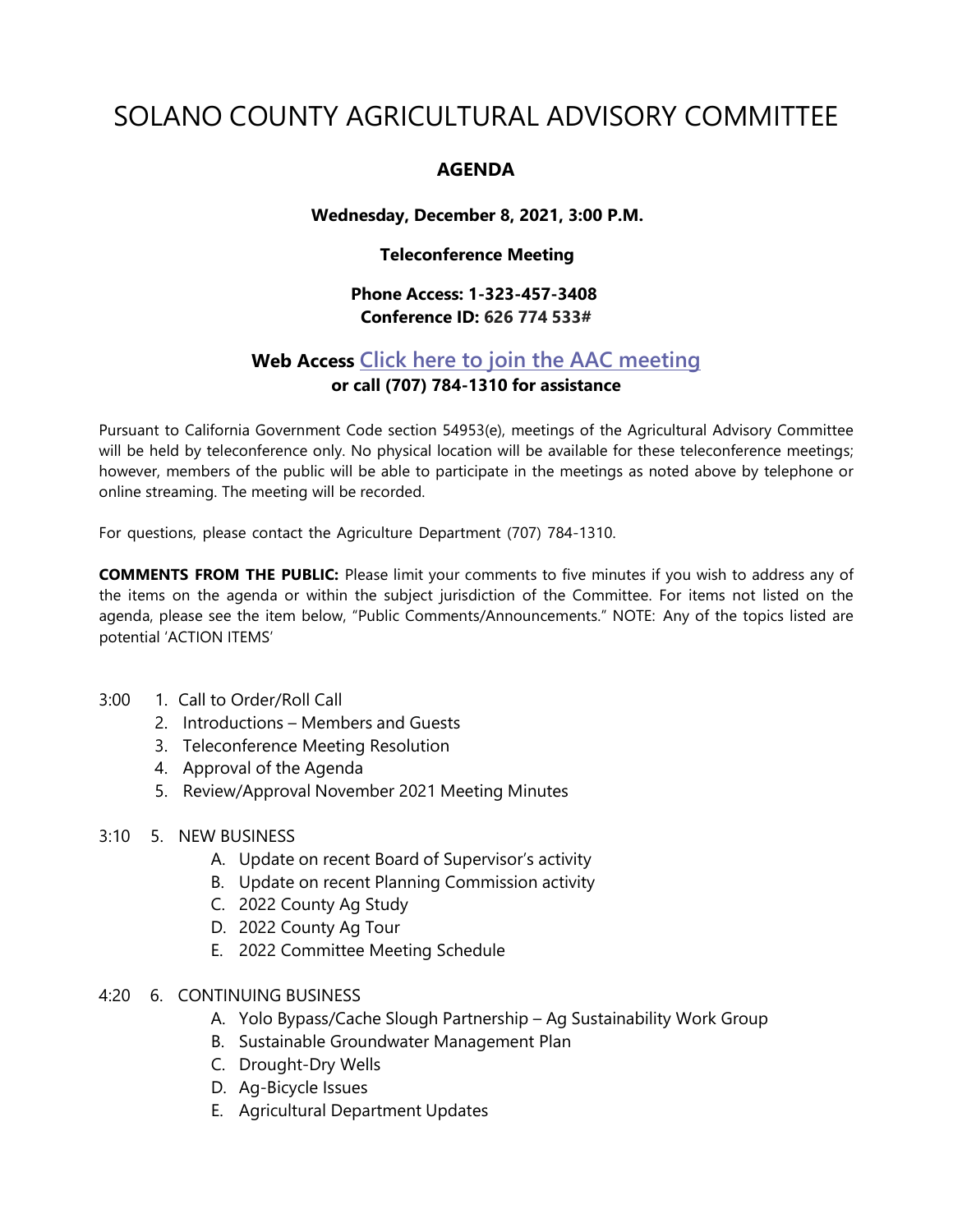# SOLANO COUNTY AGRICULTURAL ADVISORY COMMITTEE

**AGENDA**

**Wednesday, December 8, 2021, 3:00 P.M.**

**Teleconference Meeting**

**Phone Access: 1-323-457-3408**
**Conference ID: 626 774 533#**

**Web Access Click here to join the AAC meeting**
**or call (707) 784-1310 for assistance**

Pursuant to California Government Code section 54953(e), meetings of the Agricultural Advisory Committee will be held by teleconference only. No physical location will be available for these teleconference meetings; however, members of the public will be able to participate in the meetings as noted above by telephone or online streaming. The meeting will be recorded.

For questions, please contact the Agriculture Department (707) 784-1310.

**COMMENTS FROM THE PUBLIC:** Please limit your comments to five minutes if you wish to address any of the items on the agenda or within the subject jurisdiction of the Committee. For items not listed on the agenda, please see the item below, "Public Comments/Announcements." NOTE: Any of the topics listed are potential 'ACTION ITEMS'

3:00 1. Call to Order/Roll Call
2. Introductions – Members and Guests
3. Teleconference Meeting Resolution
4. Approval of the Agenda
5. Review/Approval November 2021 Meeting Minutes

3:10 5. NEW BUSINESS
- A. Update on recent Board of Supervisor's activity
- B. Update on recent Planning Commission activity
- C. 2022 County Ag Study
- D. 2022 County Ag Tour
- E. 2022 Committee Meeting Schedule

4:20 6. CONTINUING BUSINESS
- A. Yolo Bypass/Cache Slough Partnership – Ag Sustainability Work Group
- B. Sustainable Groundwater Management Plan
- C. Drought-Dry Wells
- D. Ag-Bicycle Issues
- E. Agricultural Department Updates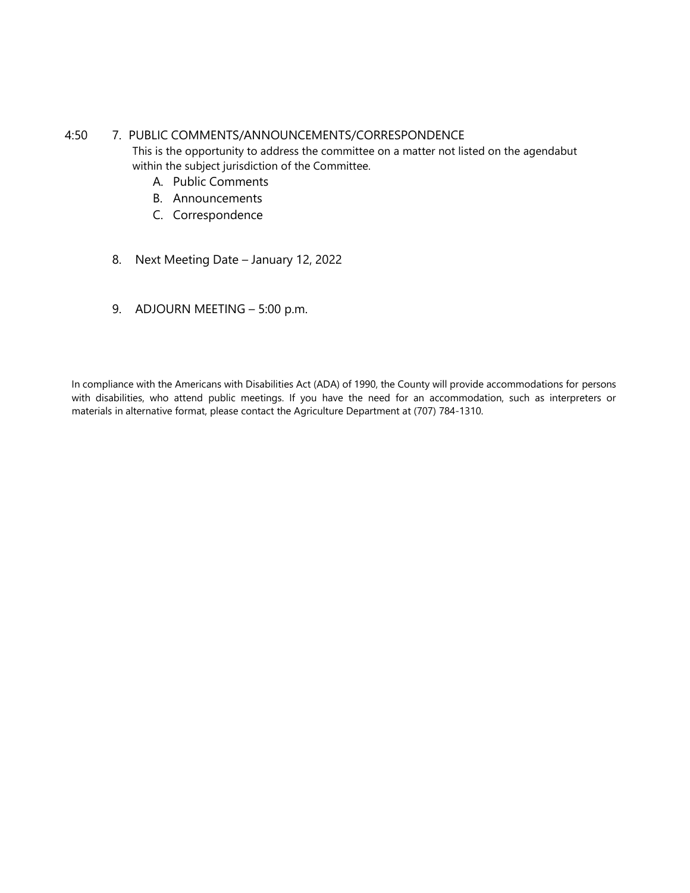4:50 7. PUBLIC COMMENTS/ANNOUNCEMENTS/CORRESPONDENCE

This is the opportunity to address the committee on a matter not listed on the agendabut within the subject jurisdiction of the Committee.

A. Public Comments
B. Announcements
C. Correspondence

8. Next Meeting Date – January 12, 2022

9. ADJOURN MEETING – 5:00 p.m.

In compliance with the Americans with Disabilities Act (ADA) of 1990, the County will provide accommodations for persons with disabilities, who attend public meetings. If you have the need for an accommodation, such as interpreters or materials in alternative format, please contact the Agriculture Department at (707) 784-1310.